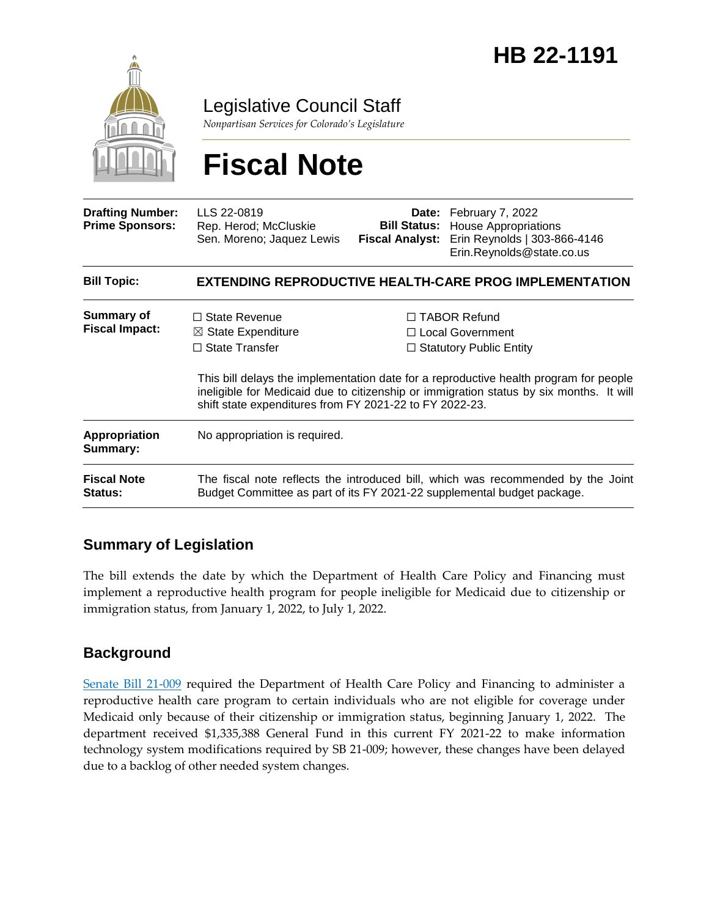# HB 22-1191

Legislative Council Staff

*Nonpartisan Services for Colorado's Legislature*

# Fiscal Note

| | | | |
|---|---|---|---|
| **Drafting Number:** | LLS 22-0819 | **Date:** | February 7, 2022 |
| **Prime Sponsors:** | Rep. Herod; McCluskie<br>Sen. Moreno; Jaquez Lewis | **Bill Status:** | House Appropriations |
| | | **Fiscal Analyst:** | Erin Reynolds \| 303-866-4146<br>Erin.Reynolds@state.co.us |

| | |
|---|---|
| **Bill Topic:** | **EXTENDING REPRODUCTIVE HEALTH-CARE PROG IMPLEMENTATION** |
| **Summary of Fiscal Impact:** | ☐ State Revenue ☒ State Expenditure ☐ State Transfer ☐ TABOR Refund ☐ Local Government ☐ Statutory Public Entity<br><br>This bill delays the implementation date for a reproductive health program for people ineligible for Medicaid due to citizenship or immigration status by six months. It will shift state expenditures from FY 2021-22 to FY 2022-23. |
| **Appropriation Summary:** | No appropriation is required. |
| **Fiscal Note Status:** | The fiscal note reflects the introduced bill, which was recommended by the Joint Budget Committee as part of its FY 2021-22 supplemental budget package. |

## Summary of Legislation

The bill extends the date by which the Department of Health Care Policy and Financing must implement a reproductive health program for people ineligible for Medicaid due to citizenship or immigration status, from January 1, 2022, to July 1, 2022.

## Background

Senate Bill 21-009 required the Department of Health Care Policy and Financing to administer a reproductive health care program to certain individuals who are not eligible for coverage under Medicaid only because of their citizenship or immigration status, beginning January 1, 2022. The department received $1,335,388 General Fund in this current FY 2021-22 to make information technology system modifications required by SB 21-009; however, these changes have been delayed due to a backlog of other needed system changes.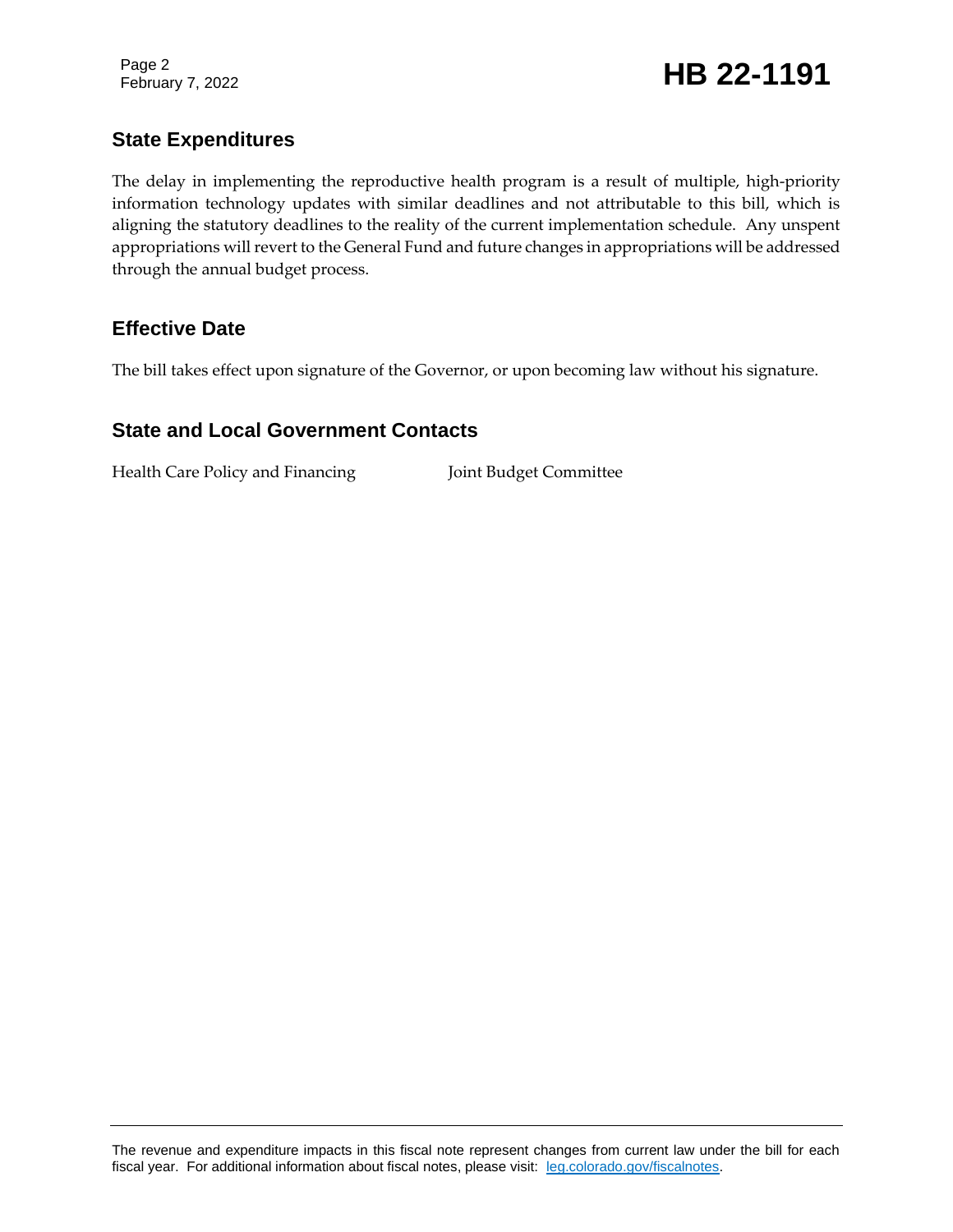## State Expenditures

The delay in implementing the reproductive health program is a result of multiple, high-priority information technology updates with similar deadlines and not attributable to this bill, which is aligning the statutory deadlines to the reality of the current implementation schedule. Any unspent appropriations will revert to the General Fund and future changes in appropriations will be addressed through the annual budget process.

## Effective Date

The bill takes effect upon signature of the Governor, or upon becoming law without his signature.

## State and Local Government Contacts

Health Care Policy and Financing

Joint Budget Committee

The revenue and expenditure impacts in this fiscal note represent changes from current law under the bill for each fiscal year. For additional information about fiscal notes, please visit: leg.colorado.gov/fiscalnotes.